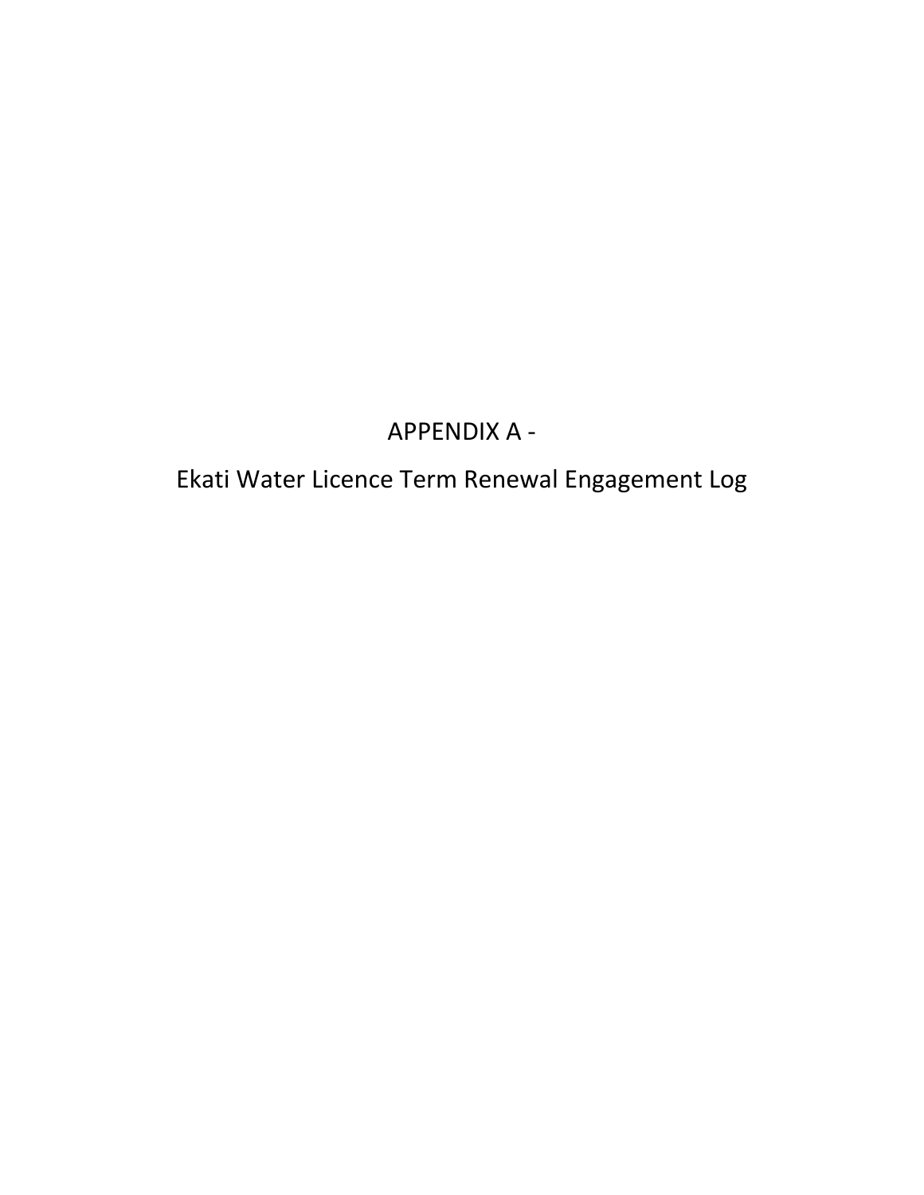# APPENDIX A -

# Ekati Water Licence Term Renewal Engagement Log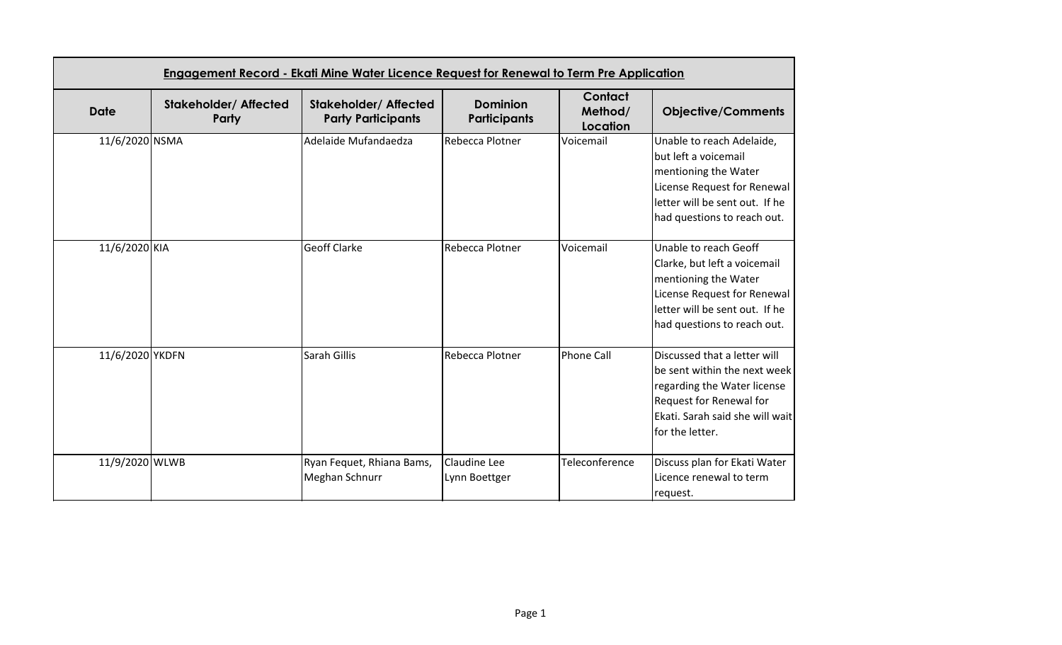| Engagement Record - Ekati Mine Water Licence Request for Renewal to Term Pre Application | | | | | |
|---|---|---|---|---|---|
| **Date** | **Stakeholder/ Affected Party** | **Stakeholder/ Affected Party Participants** | **Dominion Participants** | **Contact Method/ Location** | **Objective/Comments** |
| 11/6/2020 | NSMA | Adelaide Mufandaedza | Rebecca Plotner | Voicemail | Unable to reach Adelaide, but left a voicemail mentioning the Water License Request for Renewal letter will be sent out. If he had questions to reach out. |
| 11/6/2020 | KIA | Geoff Clarke | Rebecca Plotner | Voicemail | Unable to reach Geoff Clarke, but left a voicemail mentioning the Water License Request for Renewal letter will be sent out. If he had questions to reach out. |
| 11/6/2020 | YKDFN | Sarah Gillis | Rebecca Plotner | Phone Call | Discussed that a letter will be sent within the next week regarding the Water license Request for Renewal for Ekati. Sarah said she will wait for the letter. |
| 11/9/2020 | WLWB | Ryan Fequet, Rhiana Bams, Meghan Schnurr | Claudine Lee Lynn Boettger | Teleconference | Discuss plan for Ekati Water Licence renewal to term request. |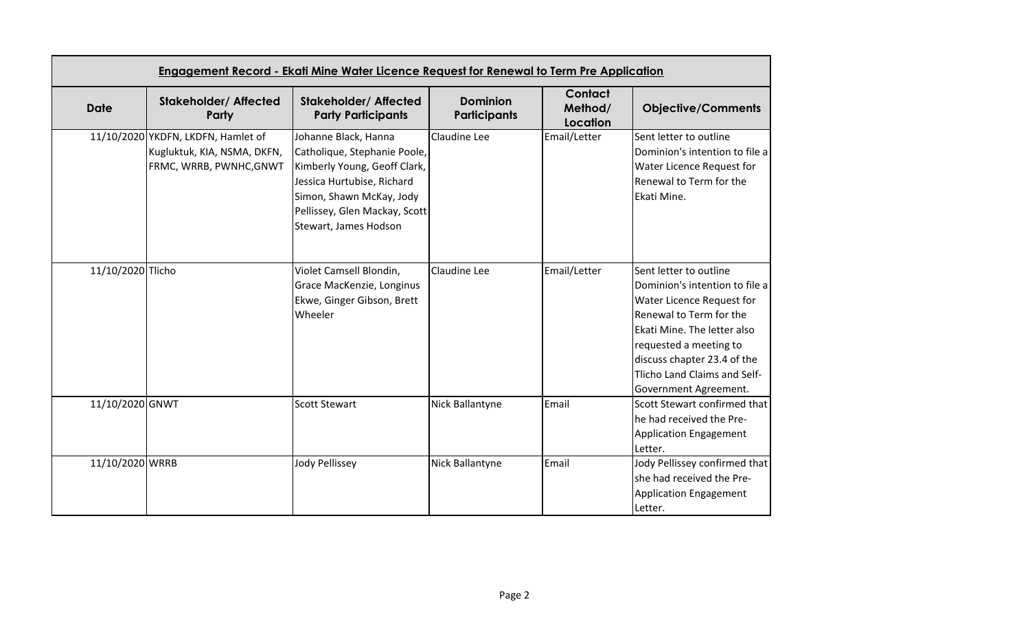| Engagement Record - Ekati Mine Water Licence Request for Renewal to Term Pre Application | | | | | |
|---|---|---|---|---|---|
| **Date** | **Stakeholder/ Affected Party** | **Stakeholder/ Affected Party Participants** | **Dominion Participants** | **Contact Method/ Location** | **Objective/Comments** |
| 11/10/2020 | YKDFN, LKDFN, Hamlet of Kugluktuk, KIA, NSMA, DKFN, FRMC, WRRB, PWNHC,GNWT | Johanne Black, Hanna Catholique, Stephanie Poole, Kimberly Young, Geoff Clark, Jessica Hurtubise, Richard Simon, Shawn McKay, Jody Pellissey, Glen Mackay, Scott Stewart, James Hodson | Claudine Lee | Email/Letter | Sent letter to outline Dominion's intention to file a Water Licence Request for Renewal to Term for the Ekati Mine. |
| 11/10/2020 | Tlicho | Violet Camsell Blondin, Grace MacKenzie, Longinus Ekwe, Ginger Gibson, Brett Wheeler | Claudine Lee | Email/Letter | Sent letter to outline Dominion's intention to file a Water Licence Request for Renewal to Term for the Ekati Mine. The letter also requested a meeting to discuss chapter 23.4 of the Tlicho Land Claims and Self-Government Agreement. |
| 11/10/2020 | GNWT | Scott Stewart | Nick Ballantyne | Email | Scott Stewart confirmed that he had received the Pre-Application Engagement Letter. |
| 11/10/2020 | WRRB | Jody Pellissey | Nick Ballantyne | Email | Jody Pellissey confirmed that she had received the Pre-Application Engagement Letter. |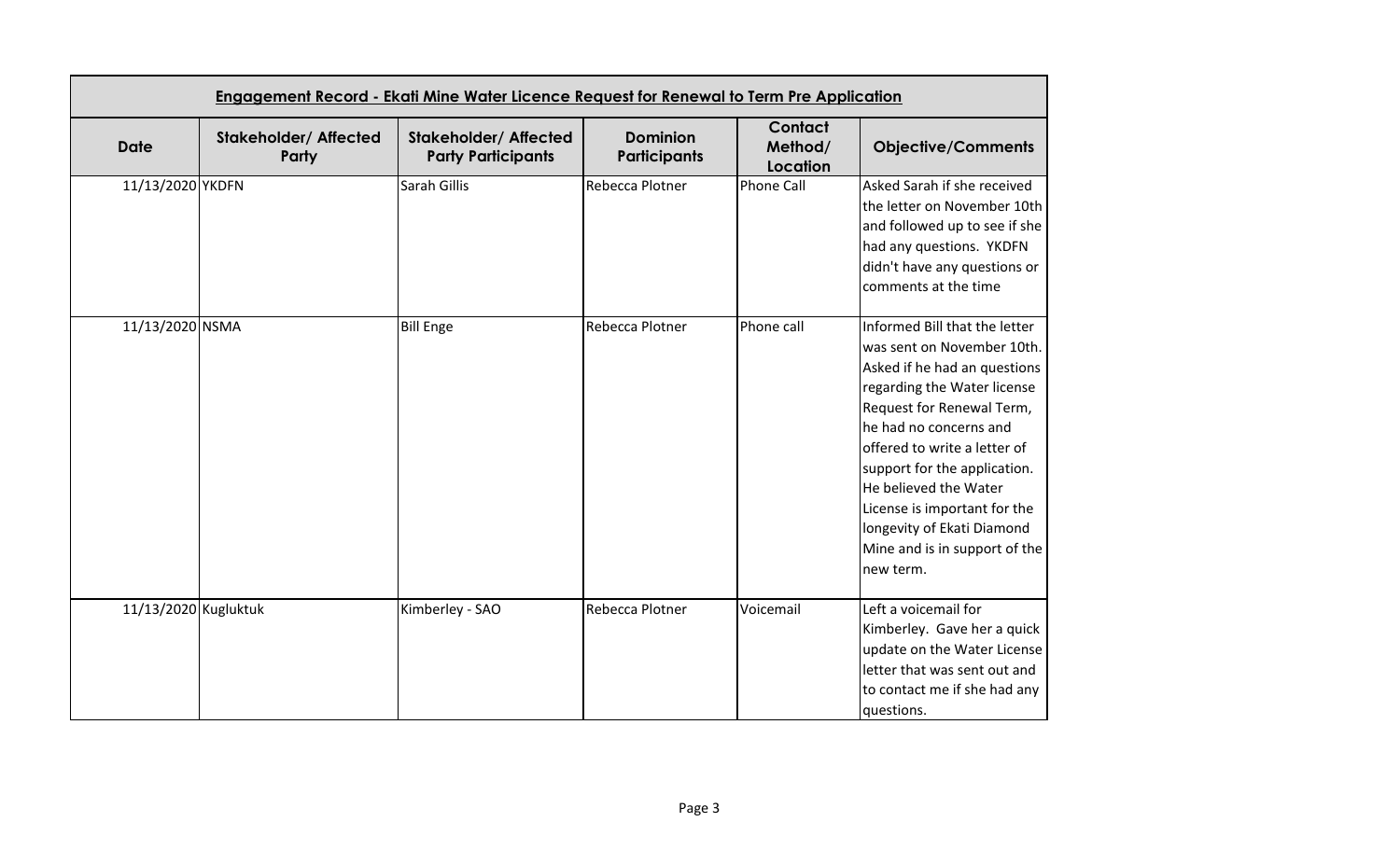| Engagement Record - Ekati Mine Water Licence Request for Renewal to Term Pre Application | | | | | |
|---|---|---|---|---|---|
| **Date** | **Stakeholder/ Affected Party** | **Stakeholder/ Affected Party Participants** | **Dominion Participants** | **Contact Method/ Location** | **Objective/Comments** |
| 11/13/2020 | YKDFN | Sarah Gillis | Rebecca Plotner | Phone Call | Asked Sarah if she received the letter on November 10th and followed up to see if she had any questions. YKDFN didn't have any questions or comments at the time |
| 11/13/2020 | NSMA | Bill Enge | Rebecca Plotner | Phone call | Informed Bill that the letter was sent on November 10th. Asked if he had an questions regarding the Water license Request for Renewal Term, he had no concerns and offered to write a letter of support for the application. He believed the Water License is important for the longevity of Ekati Diamond Mine and is in support of the new term. |
| 11/13/2020 | Kugluktuk | Kimberley - SAO | Rebecca Plotner | Voicemail | Left a voicemail for Kimberley. Gave her a quick update on the Water License letter that was sent out and to contact me if she had any questions. |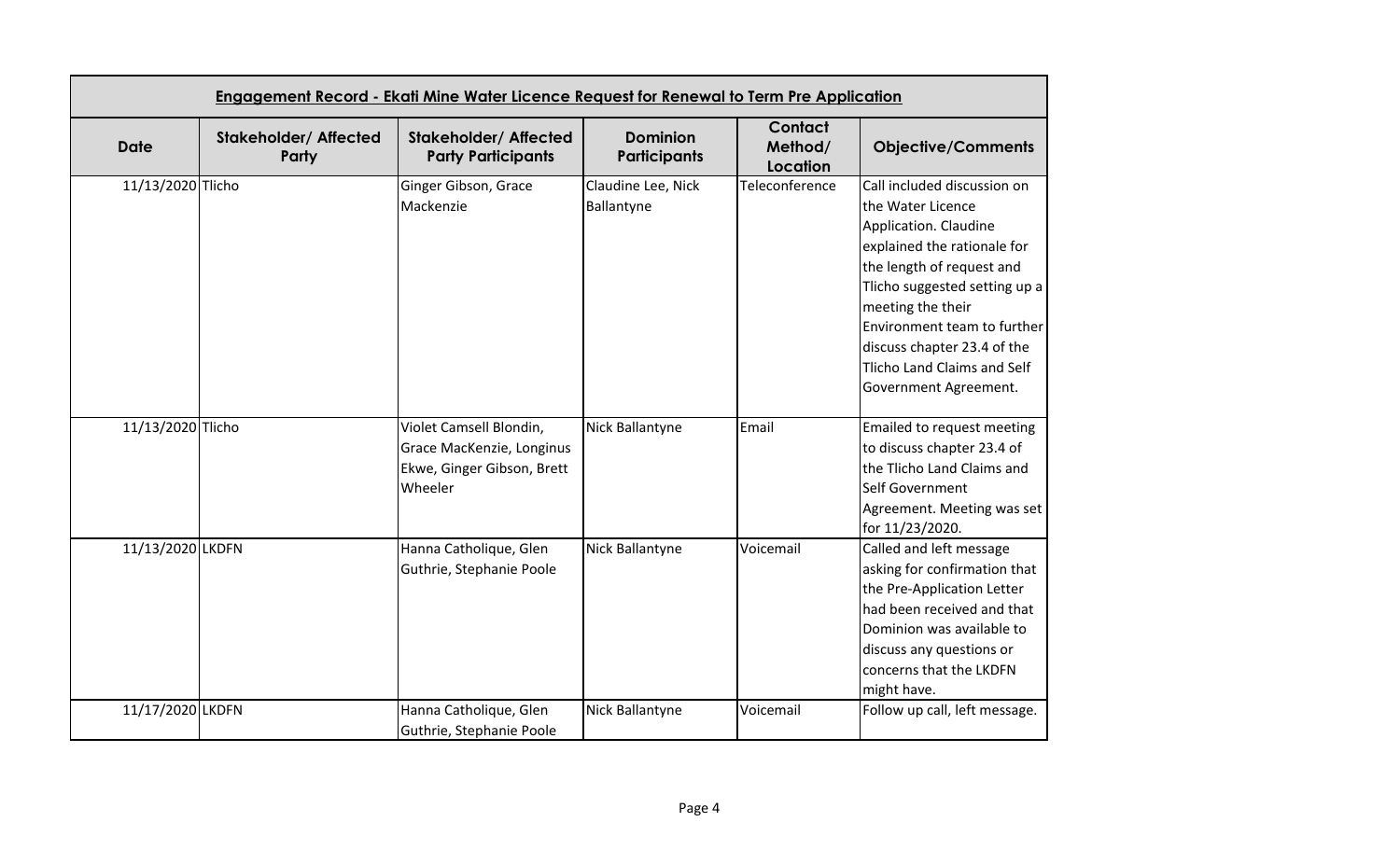| Engagement Record - Ekati Mine Water Licence Request for Renewal to Term Pre Application | | | | | |
|---|---|---|---|---|---|
| **Date** | **Stakeholder/ Affected Party** | **Stakeholder/ Affected Party Participants** | **Dominion Participants** | **Contact Method/ Location** | **Objective/Comments** |
| 11/13/2020 | Tlicho | Ginger Gibson, Grace Mackenzie | Claudine Lee, Nick Ballantyne | Teleconference | Call included discussion on the Water Licence Application. Claudine explained the rationale for the length of request and Tlicho suggested setting up a meeting the their Environment team to further discuss chapter 23.4 of the Tlicho Land Claims and Self Government Agreement. |
| 11/13/2020 | Tlicho | Violet Camsell Blondin, Grace MacKenzie, Longinus Ekwe, Ginger Gibson, Brett Wheeler | Nick Ballantyne | Email | Emailed to request meeting to discuss chapter 23.4 of the Tlicho Land Claims and Self Government Agreement. Meeting was set for 11/23/2020. |
| 11/13/2020 | LKDFN | Hanna Catholique, Glen Guthrie, Stephanie Poole | Nick Ballantyne | Voicemail | Called and left message asking for confirmation that the Pre-Application Letter had been received and that Dominion was available to discuss any questions or concerns that the LKDFN might have. |
| 11/17/2020 | LKDFN | Hanna Catholique, Glen Guthrie, Stephanie Poole | Nick Ballantyne | Voicemail | Follow up call, left message. |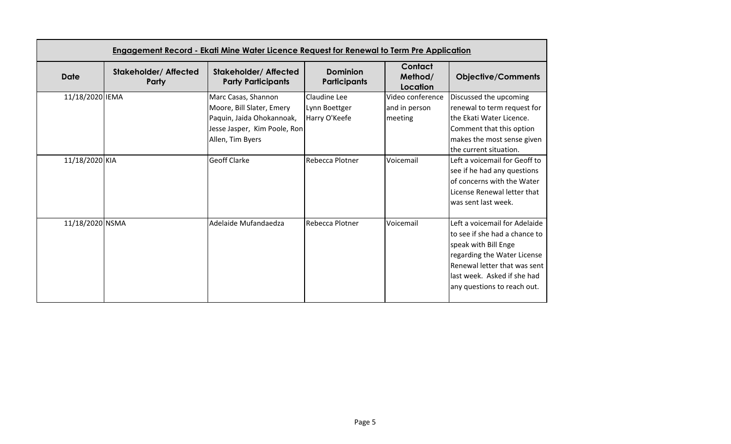| Engagement Record - Ekati Mine Water Licence Request for Renewal to Term Pre Application | | | | | |
|---|---|---|---|---|---|
| **Date** | **Stakeholder/ Affected Party** | **Stakeholder/ Affected Party Participants** | **Dominion Participants** | **Contact Method/ Location** | **Objective/Comments** |
| 11/18/2020 | IEMA | Marc Casas, Shannon Moore, Bill Slater, Emery Paquin, Jaida Ohokannoak, Jesse Jasper, Kim Poole, Ron Allen, Tim Byers | Claudine Lee<br>Lynn Boettger<br>Harry O'Keefe | Video conference and in person meeting | Discussed the upcoming renewal to term request for the Ekati Water Licence. Comment that this option makes the most sense given the current situation. |
| 11/18/2020 | KIA | Geoff Clarke | Rebecca Plotner | Voicemail | Left a voicemail for Geoff to see if he had any questions of concerns with the Water License Renewal letter that was sent last week. |
| 11/18/2020 | NSMA | Adelaide Mufandaedza | Rebecca Plotner | Voicemail | Left a voicemail for Adelaide to see if she had a chance to speak with Bill Enge regarding the Water License Renewal letter that was sent last week. Asked if she had any questions to reach out. |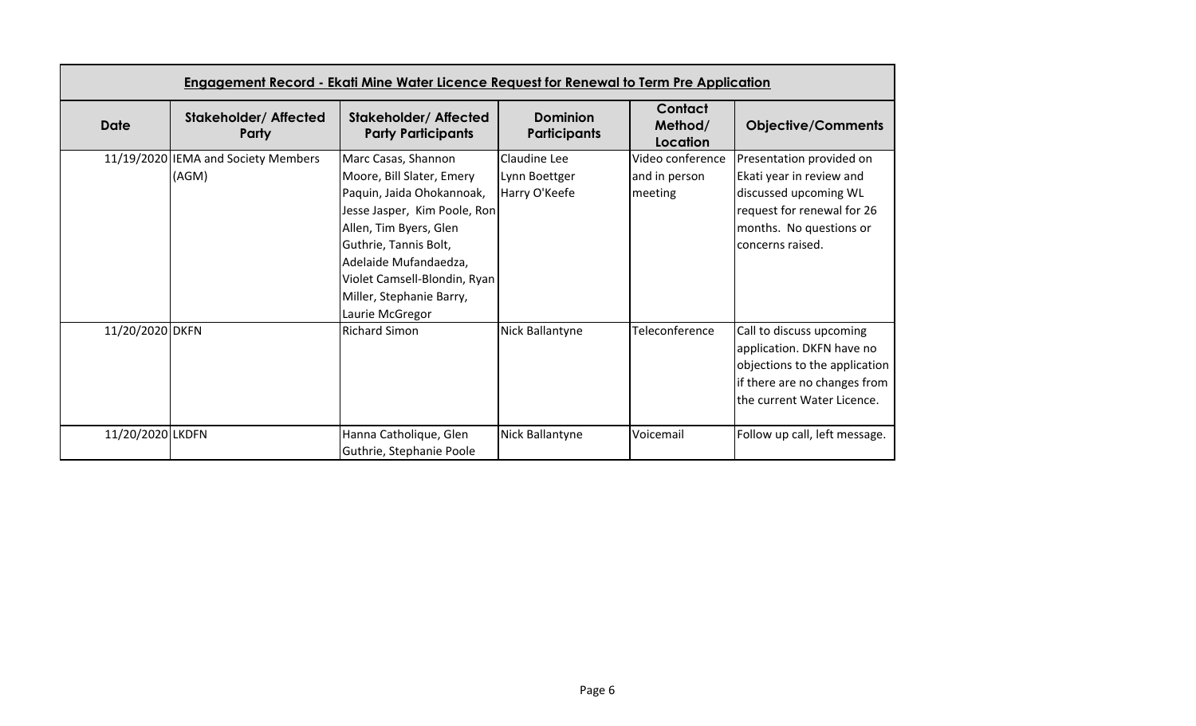| Engagement Record - Ekati Mine Water Licence Request for Renewal to Term Pre Application | | | | | |
|---|---|---|---|---|---|
| **Date** | **Stakeholder/ Affected Party** | **Stakeholder/ Affected Party Participants** | **Dominion Participants** | **Contact Method/ Location** | **Objective/Comments** |
| 11/19/2020 | IEMA and Society Members (AGM) | Marc Casas, Shannon Moore, Bill Slater, Emery Paquin, Jaida Ohokannoak, Jesse Jasper, Kim Poole, Ron Allen, Tim Byers, Glen Guthrie, Tannis Bolt, Adelaide Mufandaedza, Violet Camsell-Blondin, Ryan Miller, Stephanie Barry, Laurie McGregor | Claudine Lee Lynn Boettger Harry O'Keefe | Video conference and in person meeting | Presentation provided on Ekati year in review and discussed upcoming WL request for renewal for 26 months. No questions or concerns raised. |
| 11/20/2020 | DKFN | Richard Simon | Nick Ballantyne | Teleconference | Call to discuss upcoming application. DKFN have no objections to the application if there are no changes from the current Water Licence. |
| 11/20/2020 | LKDFN | Hanna Catholique, Glen Guthrie, Stephanie Poole | Nick Ballantyne | Voicemail | Follow up call, left message. |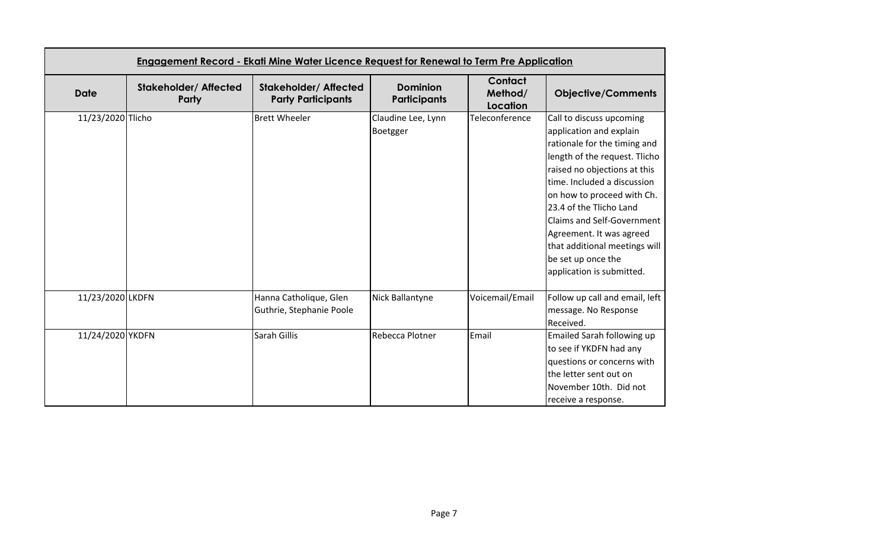| Engagement Record - Ekati Mine Water Licence Request for Renewal to Term Pre Application | | | | | |
|---|---|---|---|---|---|
| **Date** | **Stakeholder/ Affected Party** | **Stakeholder/ Affected Party Participants** | **Dominion Participants** | **Contact Method/ Location** | **Objective/Comments** |
| 11/23/2020 | Tlicho | Brett Wheeler | Claudine Lee, Lynn Boetgger | Teleconference | Call to discuss upcoming application and explain rationale for the timing and length of the request. Tlicho raised no objections at this time. Included a discussion on how to proceed with Ch. 23.4 of the Tlicho Land Claims and Self-Government Agreement. It was agreed that additional meetings will be set up once the application is submitted. |
| 11/23/2020 | LKDFN | Hanna Catholique, Glen Guthrie, Stephanie Poole | Nick Ballantyne | Voicemail/Email | Follow up call and email, left message. No Response Received. |
| 11/24/2020 | YKDFN | Sarah Gillis | Rebecca Plotner | Email | Emailed Sarah following up to see if YKDFN had any questions or concerns with the letter sent out on November 10th. Did not receive a response. |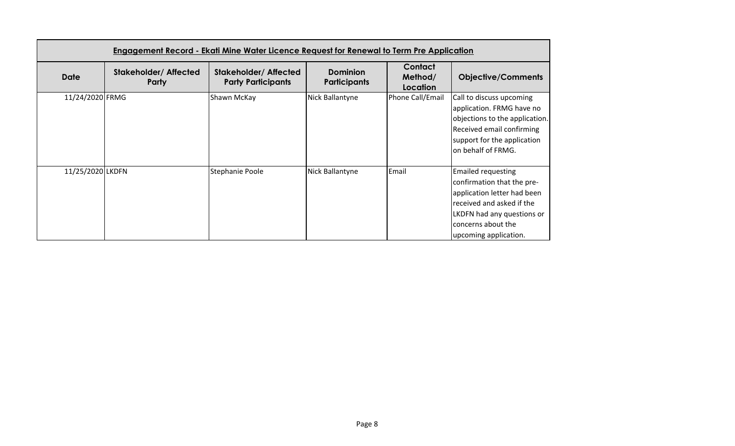| Engagement Record - Ekati Mine Water Licence Request for Renewal to Term Pre Application | | | | | |
|---|---|---|---|---|---|
| **Date** | **Stakeholder/ Affected Party** | **Stakeholder/ Affected Party Participants** | **Dominion Participants** | **Contact Method/ Location** | **Objective/Comments** |
| 11/24/2020 | FRMG | Shawn McKay | Nick Ballantyne | Phone Call/Email | Call to discuss upcoming application. FRMG have no objections to the application. Received email confirming support for the application on behalf of FRMG. |
| 11/25/2020 | LKDFN | Stephanie Poole | Nick Ballantyne | Email | Emailed requesting confirmation that the pre-application letter had been received and asked if the LKDFN had any questions or concerns about the upcoming application. |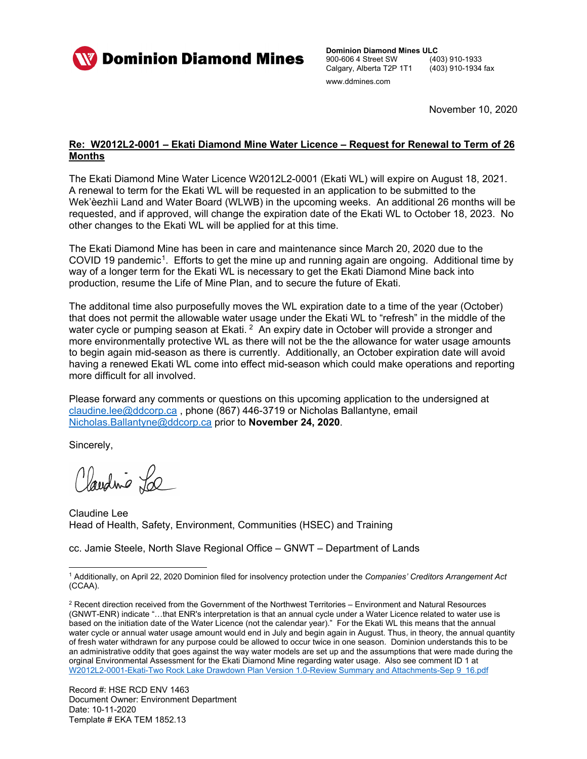**Dominion Diamond Mines**

**Dominion Diamond Mines ULC**
900-606 4 Street SW (403) 910-1933
Calgary, Alberta T2P 1T1 (403) 910-1934 fax
www.ddmines.com

November 10, 2020

**Re: W2012L2-0001 – Ekati Diamond Mine Water Licence – Request for Renewal to Term of 26 Months**

The Ekati Diamond Mine Water Licence W2012L2-0001 (Ekati WL) will expire on August 18, 2021. A renewal to term for the Ekati WL will be requested in an application to be submitted to the Wek'èezhìi Land and Water Board (WLWB) in the upcoming weeks. An additional 26 months will be requested, and if approved, will change the expiration date of the Ekati WL to October 18, 2023. No other changes to the Ekati WL will be applied for at this time.

The Ekati Diamond Mine has been in care and maintenance since March 20, 2020 due to the COVID 19 pandemic[1]. Efforts to get the mine up and running again are ongoing. Additional time by way of a longer term for the Ekati WL is necessary to get the Ekati Diamond Mine back into production, resume the Life of Mine Plan, and to secure the future of Ekati.

The additonal time also purposefully moves the WL expiration date to a time of the year (October) that does not permit the allowable water usage under the Ekati WL to "refresh" in the middle of the water cycle or pumping season at Ekati.[2] An expiry date in October will provide a stronger and more environmentally protective WL as there will not be the the allowance for water usage amounts to begin again mid-season as there is currently. Additionally, an October expiration date will avoid having a renewed Ekati WL come into effect mid-season which could make operations and reporting more difficult for all involved.

Please forward any comments or questions on this upcoming application to the undersigned at claudine.lee@ddcorp.ca , phone (867) 446-3719 or Nicholas Ballantyne, email Nicholas.Ballantyne@ddcorp.ca prior to **November 24, 2020**.

Sincerely,

Claudine Lee
Head of Health, Safety, Environment, Communities (HSEC) and Training

cc. Jamie Steele, North Slave Regional Office – GNWT – Department of Lands

---

[1] Additionally, on April 22, 2020 Dominion filed for insolvency protection under the *Companies' Creditors Arrangement Act* (CCAA).

[2] Recent direction received from the Government of the Northwest Territories – Environment and Natural Resources (GNWT-ENR) indicate "…that ENR's interpretation is that an annual cycle under a Water Licence related to water use is based on the initiation date of the Water Licence (not the calendar year)." For the Ekati WL this means that the annual water cycle or annual water usage amount would end in July and begin again in August. Thus, in theory, the annual quantity of fresh water withdrawn for any purpose could be allowed to occur twice in one season. Dominion understands this to be an administrative oddity that goes against the way water models are set up and the assumptions that were made during the orginal Environmental Assessment for the Ekati Diamond Mine regarding water usage. Also see comment ID 1 at W2012L2-0001-Ekati-Two Rock Lake Drawdown Plan Version 1.0-Review Summary and Attachments-Sep 9_16.pdf

Record #: HSE RCD ENV 1463
Document Owner: Environment Department
Date: 10-11-2020
Template # EKA TEM 1852.13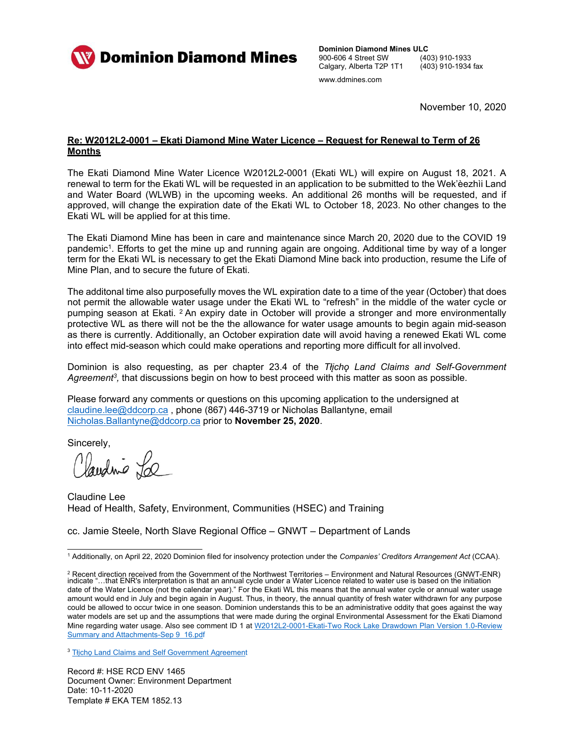**Dominion Diamond Mines**

**Dominion Diamond Mines ULC**
900-606 4 Street SW (403) 910-1933
Calgary, Alberta T2P 1T1 (403) 910-1934 fax
www.ddmines.com

November 10, 2020

**Re: W2012L2-0001 – Ekati Diamond Mine Water Licence – Request for Renewal to Term of 26 Months**

The Ekati Diamond Mine Water Licence W2012L2-0001 (Ekati WL) will expire on August 18, 2021. A renewal to term for the Ekati WL will be requested in an application to be submitted to the Wek'èezhìi Land and Water Board (WLWB) in the upcoming weeks. An additional 26 months will be requested, and if approved, will change the expiration date of the Ekati WL to October 18, 2023. No other changes to the Ekati WL will be applied for at this time.

The Ekati Diamond Mine has been in care and maintenance since March 20, 2020 due to the COVID 19 pandemic[1]. Efforts to get the mine up and running again are ongoing. Additional time by way of a longer term for the Ekati WL is necessary to get the Ekati Diamond Mine back into production, resume the Life of Mine Plan, and to secure the future of Ekati.

The additonal time also purposefully moves the WL expiration date to a time of the year (October) that does not permit the allowable water usage under the Ekati WL to "refresh" in the middle of the water cycle or pumping season at Ekati. [2] An expiry date in October will provide a stronger and more environmentally protective WL as there will not be the the allowance for water usage amounts to begin again mid-season as there is currently. Additionally, an October expiration date will avoid having a renewed Ekati WL come into effect mid-season which could make operations and reporting more difficult for all involved.

Dominion is also requesting, as per chapter 23.4 of the *Tłı̨chǫ Land Claims and Self-Government Agreement*[3], that discussions begin on how to best proceed with this matter as soon as possible.

Please forward any comments or questions on this upcoming application to the undersigned at claudine.lee@ddcorp.ca , phone (867) 446-3719 or Nicholas Ballantyne, email Nicholas.Ballantyne@ddcorp.ca prior to **November 25, 2020**.

Sincerely,

Claudine Lee
Head of Health, Safety, Environment, Communities (HSEC) and Training

cc. Jamie Steele, North Slave Regional Office – GNWT – Department of Lands

---

[1] Additionally, on April 22, 2020 Dominion filed for insolvency protection under the *Companies' Creditors Arrangement Act* (CCAA).

[2] Recent direction received from the Government of the Northwest Territories – Environment and Natural Resources (GNWT-ENR) indicate "…that ENR's interpretation is that an annual cycle under a Water Licence related to water use is based on the initiation date of the Water Licence (not the calendar year)." For the Ekati WL this means that the annual water cycle or annual water usage amount would end in July and begin again in August. Thus, in theory, the annual quantity of fresh water withdrawn for any purpose could be allowed to occur twice in one season. Dominion understands this to be an administrative oddity that goes against the way water models are set up and the assumptions that were made during the orginal Environmental Assessment for the Ekati Diamond Mine regarding water usage. Also see comment ID 1 at W2012L2-0001-Ekati-Two Rock Lake Drawdown Plan Version 1.0-Review Summary and Attachments-Sep 9_16.pdf

[3] Tłı̨chǫ Land Claims and Self Government Agreement

Record #: HSE RCD ENV 1465
Document Owner: Environment Department
Date: 10-11-2020
Template # EKA TEM 1852.13